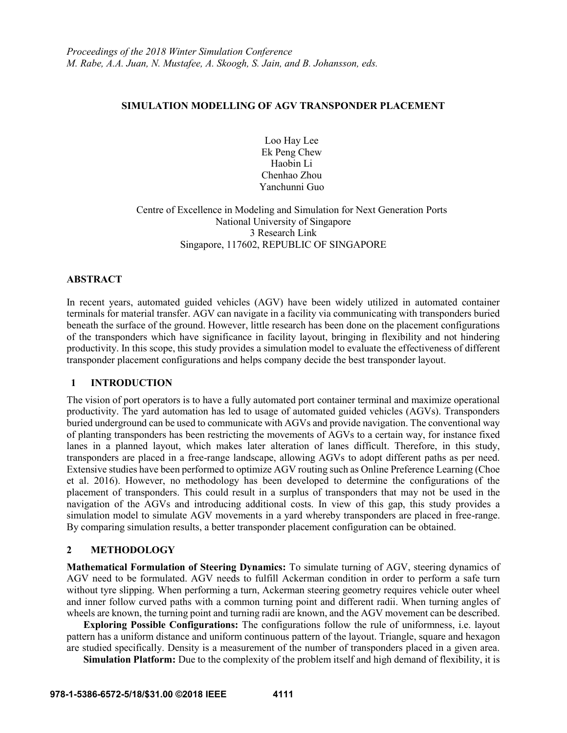*Proceedings of the 2018 Winter Simulation Conference*
*M. Rabe, A.A. Juan, N. Mustafee, A. Skoogh, S. Jain, and B. Johansson, eds.*

# SIMULATION MODELLING OF AGV TRANSPONDER PLACEMENT

Loo Hay Lee
Ek Peng Chew
Haobin Li
Chenhao Zhou
Yanchunni Guo

Centre of Excellence in Modeling and Simulation for Next Generation Ports
National University of Singapore
3 Research Link
Singapore, 117602, REPUBLIC OF SINGAPORE

## ABSTRACT

In recent years, automated guided vehicles (AGV) have been widely utilized in automated container terminals for material transfer. AGV can navigate in a facility via communicating with transponders buried beneath the surface of the ground. However, little research has been done on the placement configurations of the transponders which have significance in facility layout, bringing in flexibility and not hindering productivity. In this scope, this study provides a simulation model to evaluate the effectiveness of different transponder placement configurations and helps company decide the best transponder layout.

## 1 INTRODUCTION

The vision of port operators is to have a fully automated port container terminal and maximize operational productivity. The yard automation has led to usage of automated guided vehicles (AGVs). Transponders buried underground can be used to communicate with AGVs and provide navigation. The conventional way of planting transponders has been restricting the movements of AGVs to a certain way, for instance fixed lanes in a planned layout, which makes later alteration of lanes difficult. Therefore, in this study, transponders are placed in a free-range landscape, allowing AGVs to adopt different paths as per need. Extensive studies have been performed to optimize AGV routing such as Online Preference Learning (Choe et al. 2016). However, no methodology has been developed to determine the configurations of the placement of transponders. This could result in a surplus of transponders that may not be used in the navigation of the AGVs and introducing additional costs. In view of this gap, this study provides a simulation model to simulate AGV movements in a yard whereby transponders are placed in free-range. By comparing simulation results, a better transponder placement configuration can be obtained.

## 2 METHODOLOGY

**Mathematical Formulation of Steering Dynamics:** To simulate turning of AGV, steering dynamics of AGV need to be formulated. AGV needs to fulfill Ackerman condition in order to perform a safe turn without tyre slipping. When performing a turn, Ackerman steering geometry requires vehicle outer wheel and inner follow curved paths with a common turning point and different radii. When turning angles of wheels are known, the turning point and turning radii are known, and the AGV movement can be described.

**Exploring Possible Configurations:** The configurations follow the rule of uniformness, i.e. layout pattern has a uniform distance and uniform continuous pattern of the layout. Triangle, square and hexagon are studied specifically. Density is a measurement of the number of transponders placed in a given area.

**Simulation Platform:** Due to the complexity of the problem itself and high demand of flexibility, it is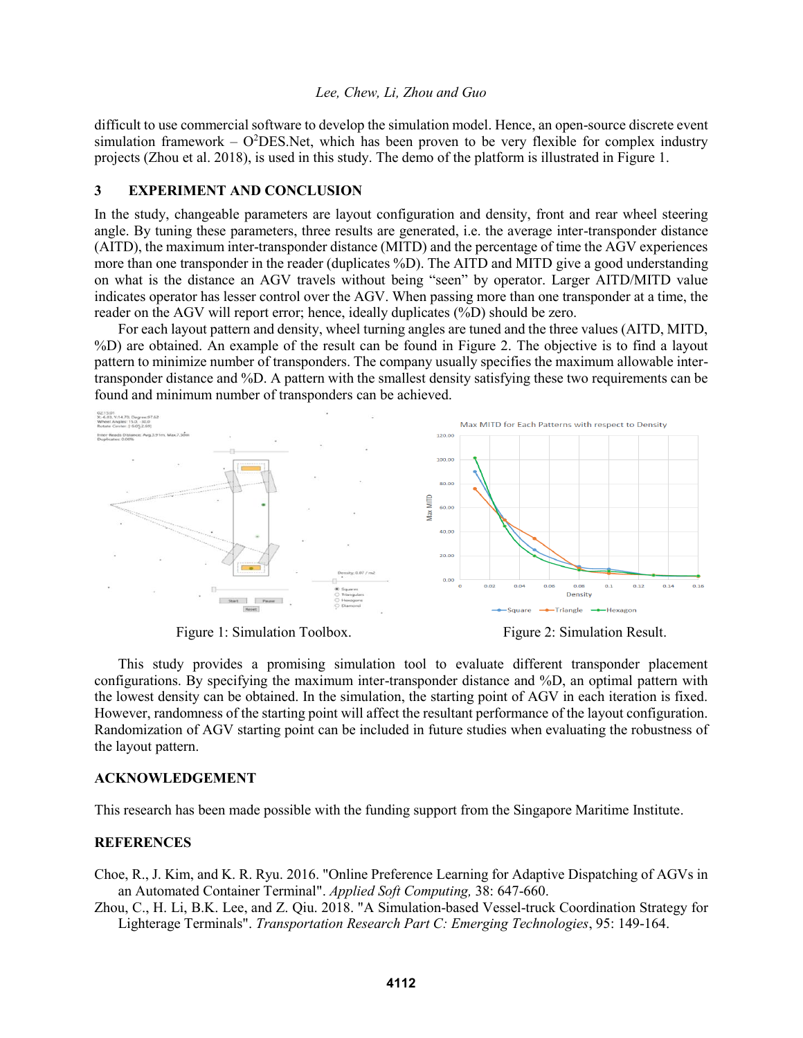difficult to use commercial software to develop the simulation model. Hence, an open-source discrete event simulation framework – O[2]DES.Net, which has been proven to be very flexible for complex industry projects (Zhou et al. 2018), is used in this study. The demo of the platform is illustrated in Figure 1.

## 3 EXPERIMENT AND CONCLUSION

In the study, changeable parameters are layout configuration and density, front and rear wheel steering angle. By tuning these parameters, three results are generated, i.e. the average inter-transponder distance (AITD), the maximum inter-transponder distance (MITD) and the percentage of time the AGV experiences more than one transponder in the reader (duplicates %D). The AITD and MITD give a good understanding on what is the distance an AGV travels without being "seen" by operator. Larger AITD/MITD value indicates operator has lesser control over the AGV. When passing more than one transponder at a time, the reader on the AGV will report error; hence, ideally duplicates (%D) should be zero.

For each layout pattern and density, wheel turning angles are tuned and the three values (AITD, MITD, %D) are obtained. An example of the result can be found in Figure 2. The objective is to find a layout pattern to minimize number of transponders. The company usually specifies the maximum allowable inter-transponder distance and %D. A pattern with the smallest density satisfying these two requirements can be found and minimum number of transponders can be achieved.

Figure 1: Simulation Toolbox.

Max MITD for Each Patterns with respect to Density

Max MITD

Density

0.00, 20.00, 40.00, 60.00, 80.00, 100.00, 120.00

0, 0.02, 0.04, 0.06, 0.08, 0.1, 0.12, 0.14, 0.16

Square, Triangle, Hexagon

Figure 2: Simulation Result.

This study provides a promising simulation tool to evaluate different transponder placement configurations. By specifying the maximum inter-transponder distance and %D, an optimal pattern with the lowest density can be obtained. In the simulation, the starting point of AGV in each iteration is fixed. However, randomness of the starting point will affect the resultant performance of the layout configuration. Randomization of AGV starting point can be included in future studies when evaluating the robustness of the layout pattern.

## ACKNOWLEDGEMENT

This research has been made possible with the funding support from the Singapore Maritime Institute.

## REFERENCES

Choe, R., J. Kim, and K. R. Ryu. 2016. "Online Preference Learning for Adaptive Dispatching of AGVs in an Automated Container Terminal". *Applied Soft Computing,* 38: 647-660.

Zhou, C., H. Li, B.K. Lee, and Z. Qiu. 2018. "A Simulation-based Vessel-truck Coordination Strategy for Lighterage Terminals". *Transportation Research Part C: Emerging Technologies*, 95: 149-164.